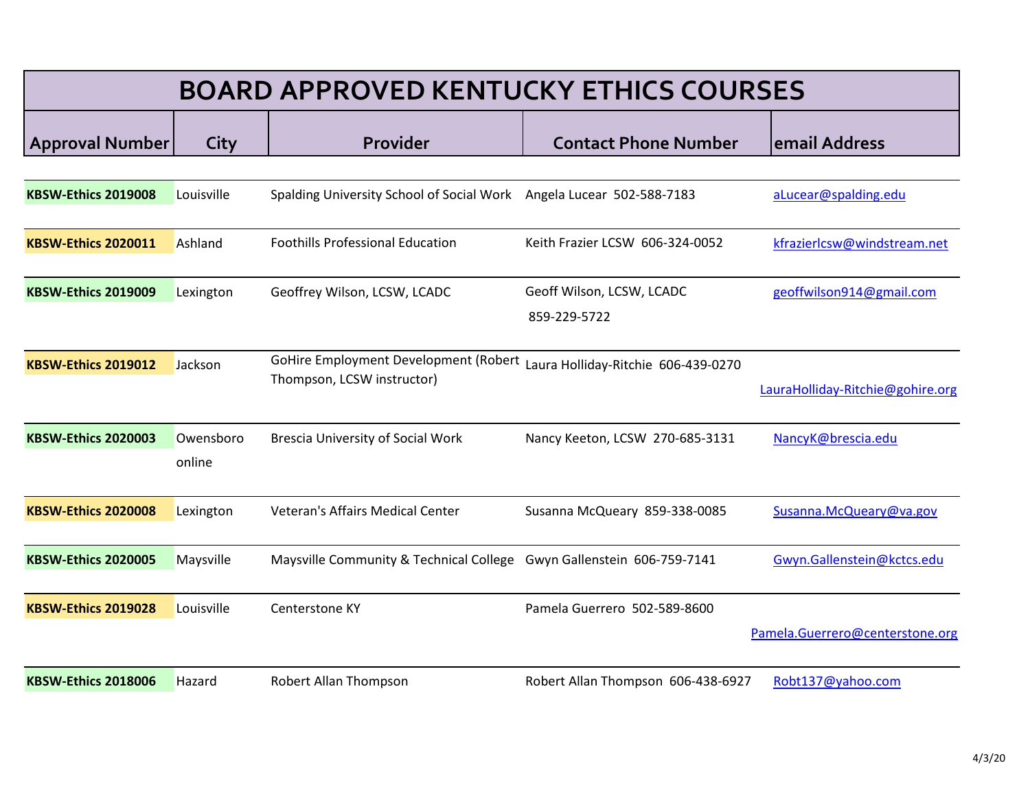# BOARD APPROVED KENTUCKY ETHICS COURSES

| Approval Number | City | Provider | Contact Phone Number | email Address |
|---|---|---|---|---|
| **KBSW-Ethics 2019008** | Louisville | Spalding University School of Social Work | Angela Lucear 502-588-7183 | aLucear@spalding.edu |
| **KBSW-Ethics 2020011** | Ashland | Foothills Professional Education | Keith Frazier LCSW 606-324-0052 | kfrazierlcsw@windstream.net |
| **KBSW-Ethics 2019009** | Lexington | Geoffrey Wilson, LCSW, LCADC | Geoff Wilson, LCSW, LCADC 859-229-5722 | geoffwilson914@gmail.com |
| **KBSW-Ethics 2019012** | Jackson | GoHire Employment Development (Robert Thompson, LCSW instructor) | Laura Holliday-Ritchie 606-439-0270 | LauraHolliday-Ritchie@gohire.org |
| **KBSW-Ethics 2020003** | Owensboro online | Brescia University of Social Work | Nancy Keeton, LCSW 270-685-3131 | NancyK@brescia.edu |
| **KBSW-Ethics 2020008** | Lexington | Veteran's Affairs Medical Center | Susanna McQueary 859-338-0085 | Susanna.McQueary@va.gov |
| **KBSW-Ethics 2020005** | Maysville | Maysville Community & Technical College | Gwyn Gallenstein 606-759-7141 | Gwyn.Gallenstein@kctcs.edu |
| **KBSW-Ethics 2019028** | Louisville | Centerstone KY | Pamela Guerrero 502-589-8600 | Pamela.Guerrero@centerstone.org |
| **KBSW-Ethics 2018006** | Hazard | Robert Allan Thompson | Robert Allan Thompson 606-438-6927 | Robt137@yahoo.com |

4/3/20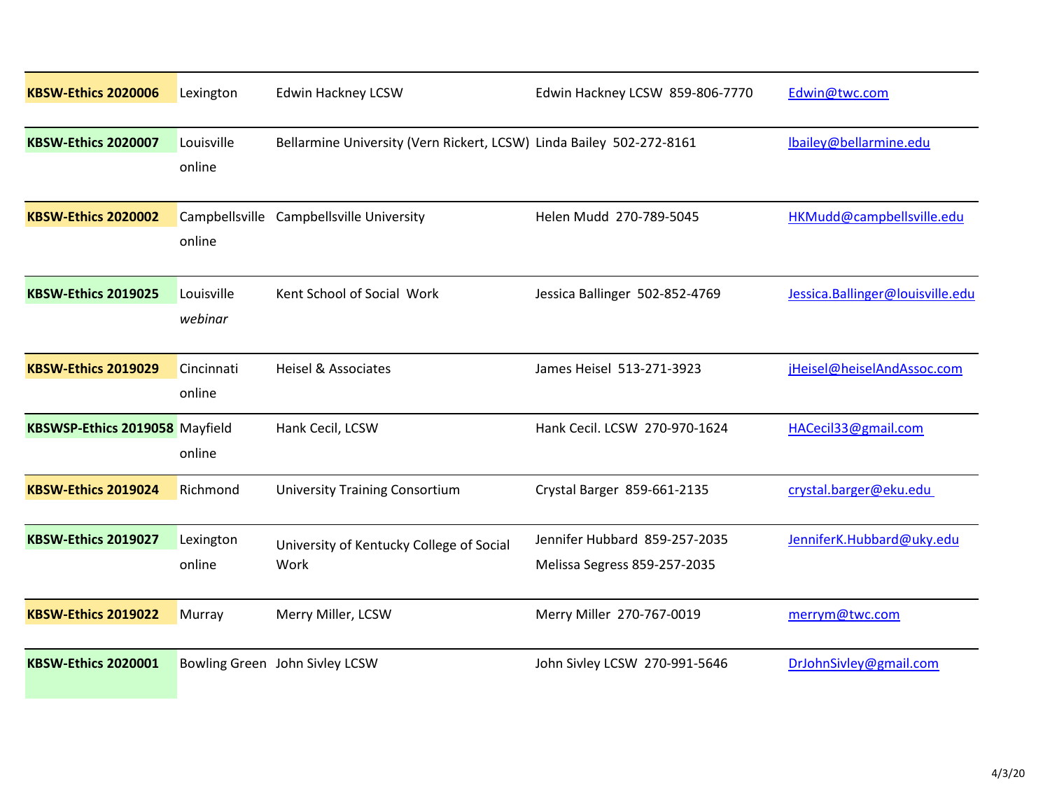| KBSW-Ethics 2020006 | Lexington | Edwin Hackney LCSW | Edwin Hackney LCSW 859-806-7770 | Edwin@twc.com |
|---|---|---|---|---|
| KBSW-Ethics 2020007 | Louisville online | Bellarmine University (Vern Rickert, LCSW) | Linda Bailey 502-272-8161 | lbailey@bellarmine.edu |
| KBSW-Ethics 2020002 | Campbellsville online | Campbellsville University | Helen Mudd 270-789-5045 | HKMudd@campbellsville.edu |
| KBSW-Ethics 2019025 | Louisville *webinar* | Kent School of Social Work | Jessica Ballinger 502-852-4769 | Jessica.Ballinger@louisville.edu |
| KBSW-Ethics 2019029 | Cincinnati online | Heisel & Associates | James Heisel 513-271-3923 | jHeisel@heiselAndAssoc.com |
| KBSWSP-Ethics 2019058 | Mayfield online | Hank Cecil, LCSW | Hank Cecil. LCSW 270-970-1624 | HACecil33@gmail.com |
| KBSW-Ethics 2019024 | Richmond | University Training Consortium | Crystal Barger 859-661-2135 | crystal.barger@eku.edu |
| KBSW-Ethics 2019027 | Lexington online | University of Kentucky College of Social Work | Jennifer Hubbard 859-257-2035 Melissa Segress 859-257-2035 | JenniferK.Hubbard@uky.edu |
| KBSW-Ethics 2019022 | Murray | Merry Miller, LCSW | Merry Miller 270-767-0019 | merrym@twc.com |
| KBSW-Ethics 2020001 | Bowling Green | John Sivley LCSW | John Sivley LCSW 270-991-5646 | DrJohnSivley@gmail.com |

4/3/20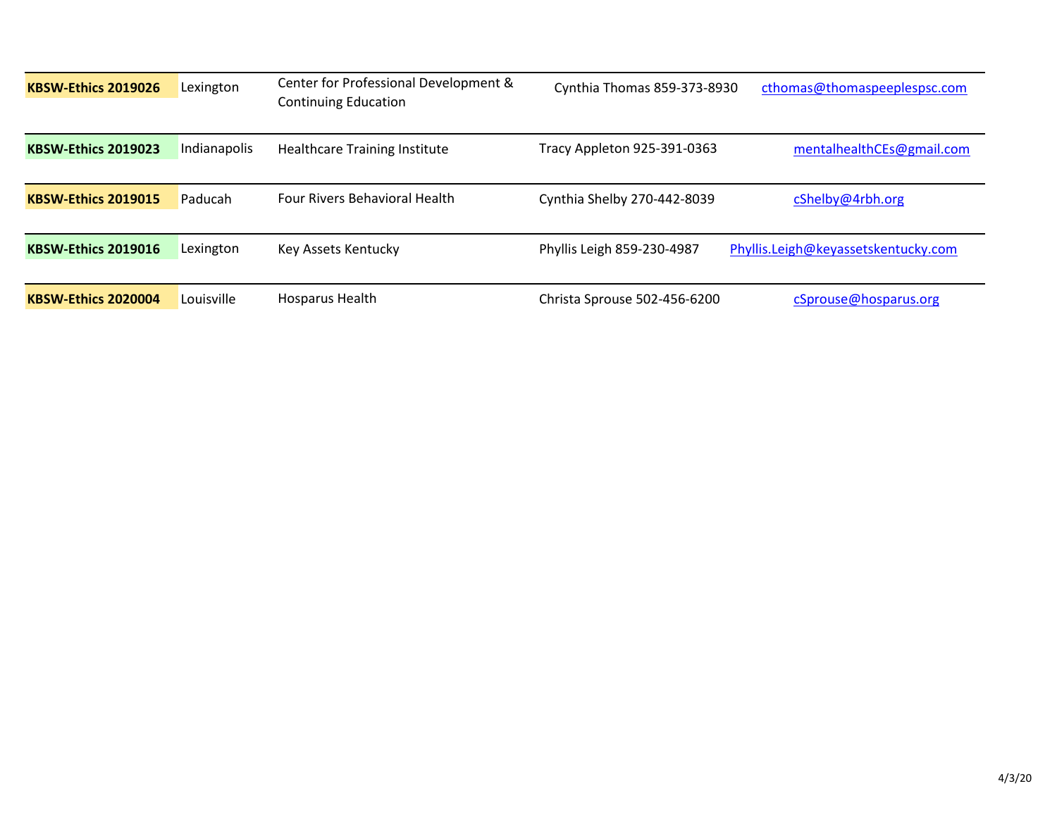| | | | | |
|---|---|---|---|---|
| **KBSW-Ethics 2019026** | Lexington | Center for Professional Development & Continuing Education | Cynthia Thomas 859-373-8930 | cthomas@thomaspeeplespsc.com |
| **KBSW-Ethics 2019023** | Indianapolis | Healthcare Training Institute | Tracy Appleton 925-391-0363 | mentalhealthCEs@gmail.com |
| **KBSW-Ethics 2019015** | Paducah | Four Rivers Behavioral Health | Cynthia Shelby 270-442-8039 | cShelby@4rbh.org |
| **KBSW-Ethics 2019016** | Lexington | Key Assets Kentucky | Phyllis Leigh 859-230-4987 | Phyllis.Leigh@keyassetskentucky.com |
| **KBSW-Ethics 2020004** | Louisville | Hosparus Health | Christa Sprouse 502-456-6200 | cSprouse@hosparus.org |

4/3/20